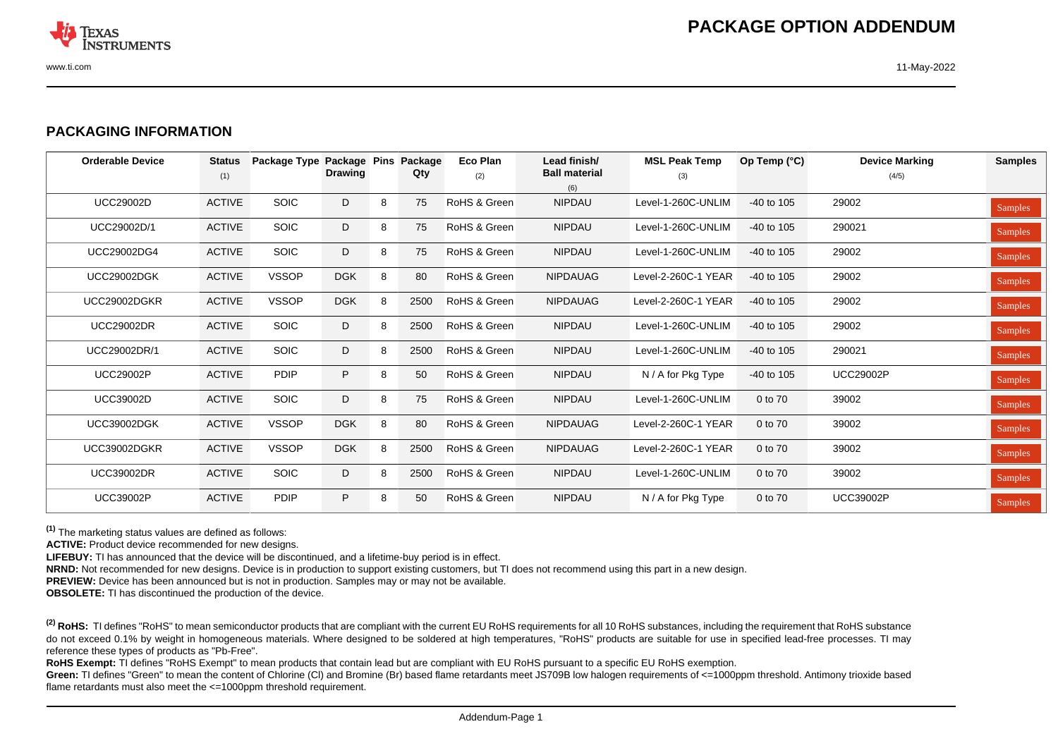## PACKAGING INFORMATION

| Orderable Device | Status (1) | Package Type | Package Drawing | Pins | Package Qty | Eco Plan (2) | Lead finish/ Ball material (6) | MSL Peak Temp (3) | Op Temp (°C) | Device Marking (4/5) | Samples |
|---|---|---|---|---|---|---|---|---|---|---|---|
| UCC29002D | ACTIVE | SOIC | D | 8 | 75 | RoHS & Green | NIPDAU | Level-1-260C-UNLIM | -40 to 105 | 29002 | Samples |
| UCC29002D/1 | ACTIVE | SOIC | D | 8 | 75 | RoHS & Green | NIPDAU | Level-1-260C-UNLIM | -40 to 105 | 290021 | Samples |
| UCC29002DG4 | ACTIVE | SOIC | D | 8 | 75 | RoHS & Green | NIPDAU | Level-1-260C-UNLIM | -40 to 105 | 29002 | Samples |
| UCC29002DGK | ACTIVE | VSSOP | DGK | 8 | 80 | RoHS & Green | NIPDAUAG | Level-2-260C-1 YEAR | -40 to 105 | 29002 | Samples |
| UCC29002DGKR | ACTIVE | VSSOP | DGK | 8 | 2500 | RoHS & Green | NIPDAUAG | Level-2-260C-1 YEAR | -40 to 105 | 29002 | Samples |
| UCC29002DR | ACTIVE | SOIC | D | 8 | 2500 | RoHS & Green | NIPDAU | Level-1-260C-UNLIM | -40 to 105 | 29002 | Samples |
| UCC29002DR/1 | ACTIVE | SOIC | D | 8 | 2500 | RoHS & Green | NIPDAU | Level-1-260C-UNLIM | -40 to 105 | 290021 | Samples |
| UCC29002P | ACTIVE | PDIP | P | 8 | 50 | RoHS & Green | NIPDAU | N / A for Pkg Type | -40 to 105 | UCC29002P | Samples |
| UCC39002D | ACTIVE | SOIC | D | 8 | 75 | RoHS & Green | NIPDAU | Level-1-260C-UNLIM | 0 to 70 | 39002 | Samples |
| UCC39002DGK | ACTIVE | VSSOP | DGK | 8 | 80 | RoHS & Green | NIPDAUAG | Level-2-260C-1 YEAR | 0 to 70 | 39002 | Samples |
| UCC39002DGKR | ACTIVE | VSSOP | DGK | 8 | 2500 | RoHS & Green | NIPDAUAG | Level-2-260C-1 YEAR | 0 to 70 | 39002 | Samples |
| UCC39002DR | ACTIVE | SOIC | D | 8 | 2500 | RoHS & Green | NIPDAU | Level-1-260C-UNLIM | 0 to 70 | 39002 | Samples |
| UCC39002P | ACTIVE | PDIP | P | 8 | 50 | RoHS & Green | NIPDAU | N / A for Pkg Type | 0 to 70 | UCC39002P | Samples |

[1] The marketing status values are defined as follows:

**ACTIVE:** Product device recommended for new designs.

**LIFEBUY:** TI has announced that the device will be discontinued, and a lifetime-buy period is in effect.

**NRND:** Not recommended for new designs. Device is in production to support existing customers, but TI does not recommend using this part in a new design.

**PREVIEW:** Device has been announced but is not in production. Samples may or may not be available.

**OBSOLETE:** TI has discontinued the production of the device.

[2] **RoHS:** TI defines "RoHS" to mean semiconductor products that are compliant with the current EU RoHS requirements for all 10 RoHS substances, including the requirement that RoHS substance do not exceed 0.1% by weight in homogeneous materials. Where designed to be soldered at high temperatures, "RoHS" products are suitable for use in specified lead-free processes. TI may reference these types of products as "Pb-Free".

**RoHS Exempt:** TI defines "RoHS Exempt" to mean products that contain lead but are compliant with EU RoHS pursuant to a specific EU RoHS exemption.

**Green:** TI defines "Green" to mean the content of Chlorine (Cl) and Bromine (Br) based flame retardants meet JS709B low halogen requirements of <=1000ppm threshold. Antimony trioxide based flame retardants must also meet the <=1000ppm threshold requirement.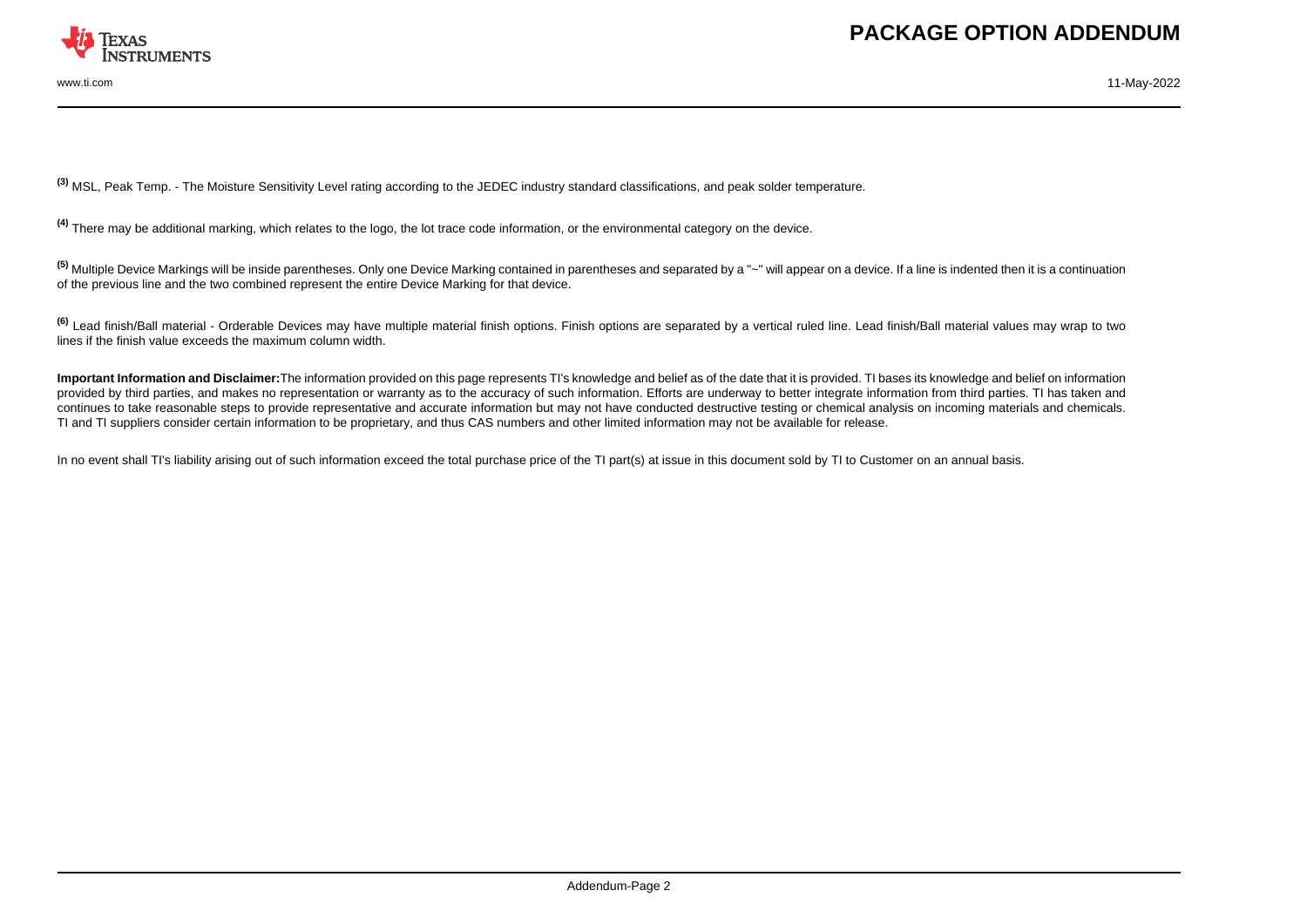[3] MSL, Peak Temp. - The Moisture Sensitivity Level rating according to the JEDEC industry standard classifications, and peak solder temperature.

[4] There may be additional marking, which relates to the logo, the lot trace code information, or the environmental category on the device.

[5] Multiple Device Markings will be inside parentheses. Only one Device Marking contained in parentheses and separated by a "~" will appear on a device. If a line is indented then it is a continuation of the previous line and the two combined represent the entire Device Marking for that device.

[6] Lead finish/Ball material - Orderable Devices may have multiple material finish options. Finish options are separated by a vertical ruled line. Lead finish/Ball material values may wrap to two lines if the finish value exceeds the maximum column width.

**Important Information and Disclaimer:** The information provided on this page represents TI's knowledge and belief as of the date that it is provided. TI bases its knowledge and belief on information provided by third parties, and makes no representation or warranty as to the accuracy of such information. Efforts are underway to better integrate information from third parties. TI has taken and continues to take reasonable steps to provide representative and accurate information but may not have conducted destructive testing or chemical analysis on incoming materials and chemicals. TI and TI suppliers consider certain information to be proprietary, and thus CAS numbers and other limited information may not be available for release.

In no event shall TI's liability arising out of such information exceed the total purchase price of the TI part(s) at issue in this document sold by TI to Customer on an annual basis.